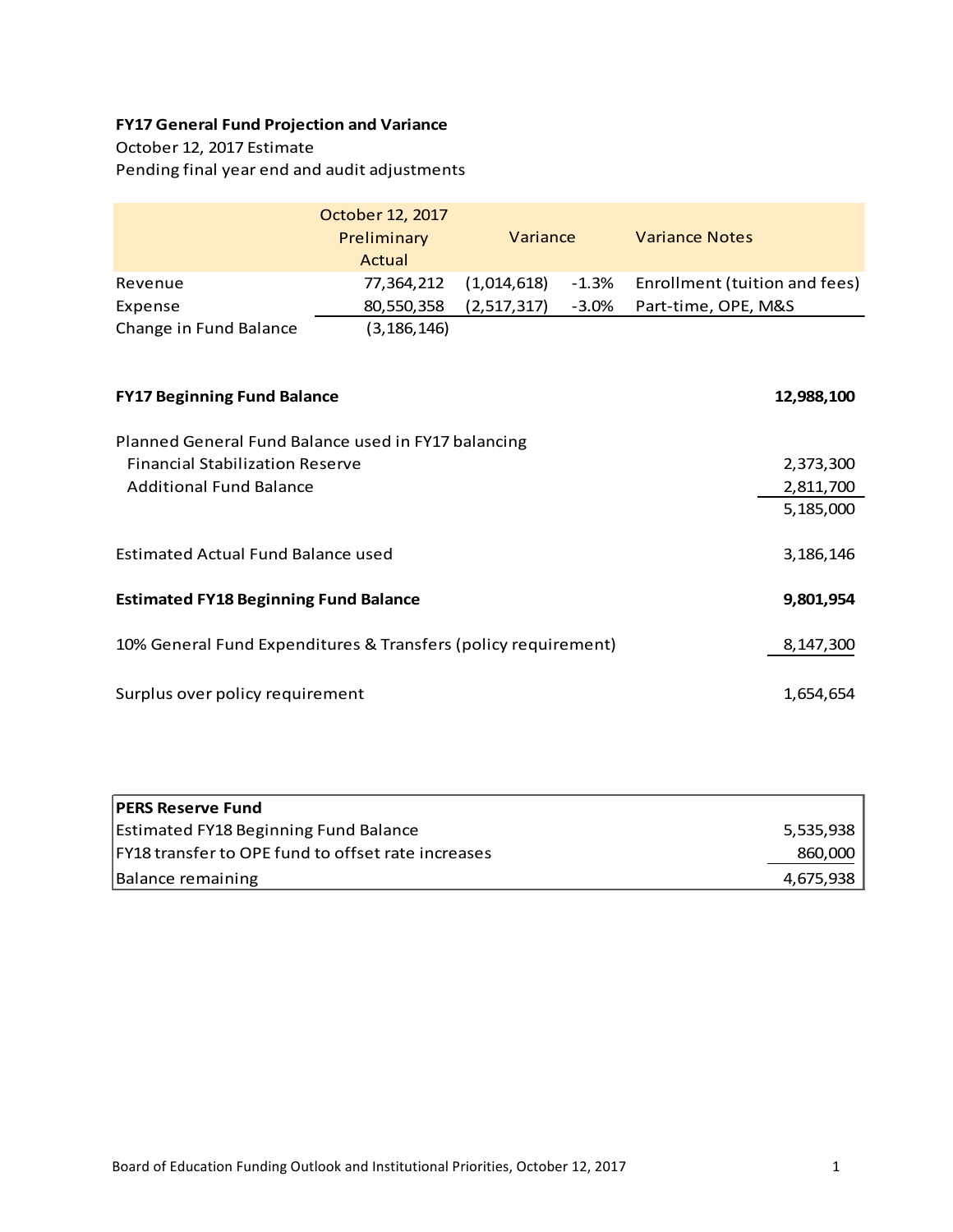**FY17 General Fund Projection and Variance**

October 12, 2017 Estimate

Pending final year end and audit adjustments

| | October 12, 2017 Preliminary Actual | Variance | | Variance Notes |
|---|---|---|---|---|
| Revenue | 77,364,212 | (1,014,618) | -1.3% | Enrollment (tuition and fees) |
| Expense | 80,550,358 | (2,517,317) | -3.0% | Part-time, OPE, M&S |
| Change in Fund Balance | (3,186,146) | | | |

| | |
|---|---|
| **FY17 Beginning Fund Balance** | **12,988,100** |
| Planned General Fund Balance used in FY17 balancing | |
| Financial Stabilization Reserve | 2,373,300 |
| Additional Fund Balance | 2,811,700 |
| | 5,185,000 |
| Estimated Actual Fund Balance used | 3,186,146 |
| **Estimated FY18 Beginning Fund Balance** | **9,801,954** |
| 10% General Fund Expenditures & Transfers (policy requirement) | 8,147,300 |
| Surplus over policy requirement | 1,654,654 |

| **PERS Reserve Fund** | |
|---|---|
| Estimated FY18 Beginning Fund Balance | 5,535,938 |
| FY18 transfer to OPE fund to offset rate increases | 860,000 |
| Balance remaining | 4,675,938 |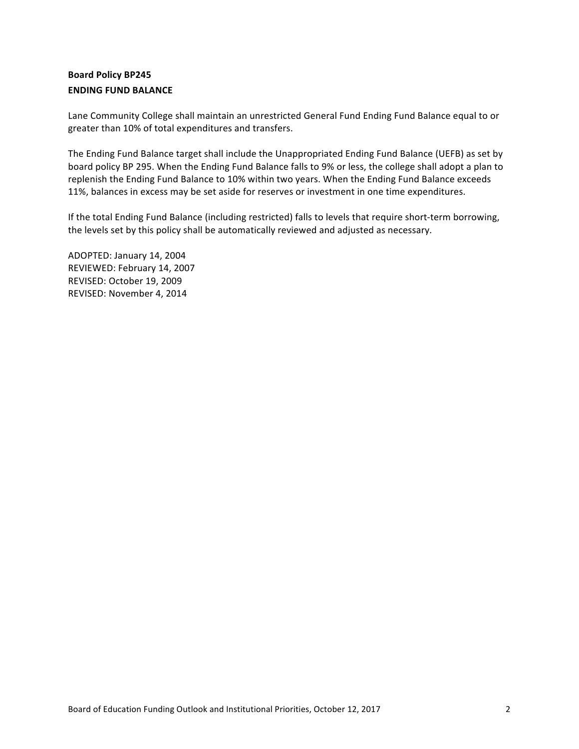**Board Policy BP245**
**ENDING FUND BALANCE**

Lane Community College shall maintain an unrestricted General Fund Ending Fund Balance equal to or greater than 10% of total expenditures and transfers.

The Ending Fund Balance target shall include the Unappropriated Ending Fund Balance (UEFB) as set by board policy BP 295. When the Ending Fund Balance falls to 9% or less, the college shall adopt a plan to replenish the Ending Fund Balance to 10% within two years. When the Ending Fund Balance exceeds 11%, balances in excess may be set aside for reserves or investment in one time expenditures.

If the total Ending Fund Balance (including restricted) falls to levels that require short-term borrowing, the levels set by this policy shall be automatically reviewed and adjusted as necessary.

ADOPTED: January 14, 2004
REVIEWED: February 14, 2007
REVISED: October 19, 2009
REVISED: November 4, 2014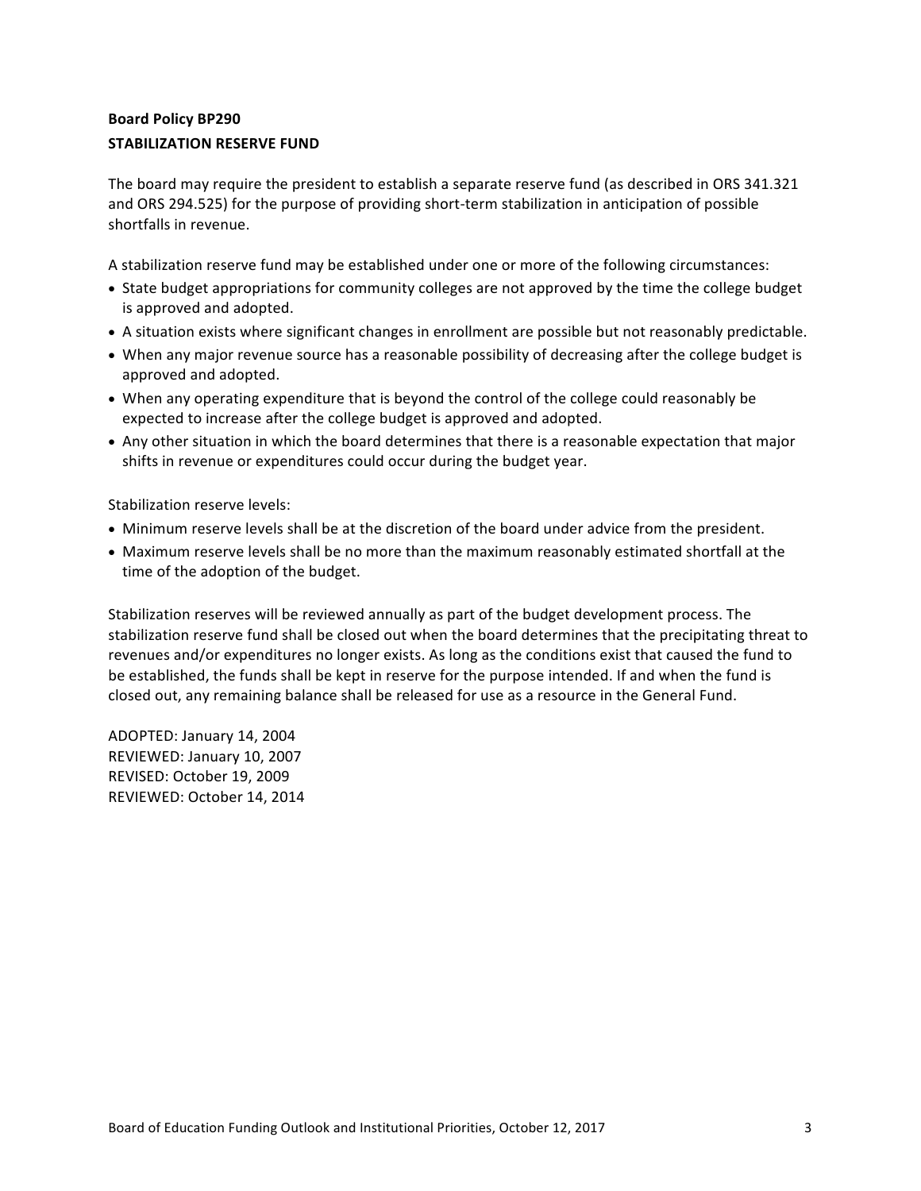**Board Policy BP290**
**STABILIZATION RESERVE FUND**

The board may require the president to establish a separate reserve fund (as described in ORS 341.321 and ORS 294.525) for the purpose of providing short-term stabilization in anticipation of possible shortfalls in revenue.

A stabilization reserve fund may be established under one or more of the following circumstances:

- State budget appropriations for community colleges are not approved by the time the college budget is approved and adopted.
- A situation exists where significant changes in enrollment are possible but not reasonably predictable.
- When any major revenue source has a reasonable possibility of decreasing after the college budget is approved and adopted.
- When any operating expenditure that is beyond the control of the college could reasonably be expected to increase after the college budget is approved and adopted.
- Any other situation in which the board determines that there is a reasonable expectation that major shifts in revenue or expenditures could occur during the budget year.

Stabilization reserve levels:

- Minimum reserve levels shall be at the discretion of the board under advice from the president.
- Maximum reserve levels shall be no more than the maximum reasonably estimated shortfall at the time of the adoption of the budget.

Stabilization reserves will be reviewed annually as part of the budget development process. The stabilization reserve fund shall be closed out when the board determines that the precipitating threat to revenues and/or expenditures no longer exists. As long as the conditions exist that caused the fund to be established, the funds shall be kept in reserve for the purpose intended. If and when the fund is closed out, any remaining balance shall be released for use as a resource in the General Fund.

ADOPTED: January 14, 2004
REVIEWED: January 10, 2007
REVISED: October 19, 2009
REVIEWED: October 14, 2014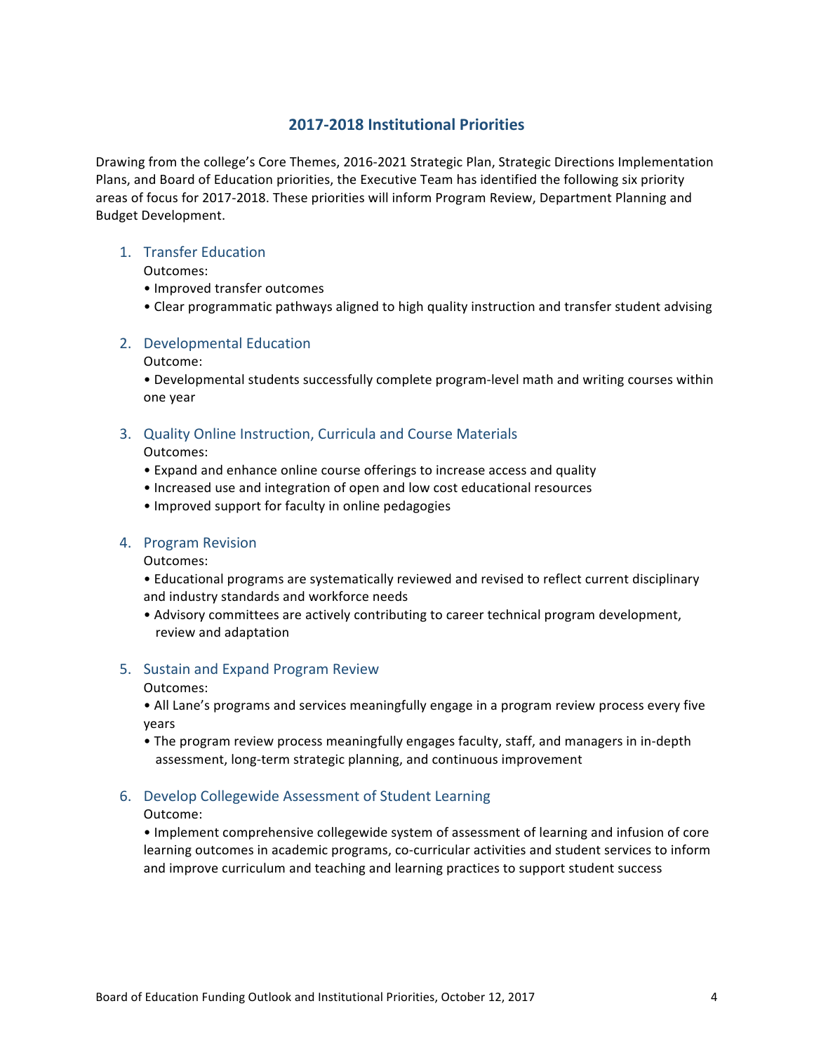## 2017-2018 Institutional Priorities

Drawing from the college's Core Themes, 2016-2021 Strategic Plan, Strategic Directions Implementation Plans, and Board of Education priorities, the Executive Team has identified the following six priority areas of focus for 2017-2018. These priorities will inform Program Review, Department Planning and Budget Development.

### 1. Transfer Education

Outcomes:

- Improved transfer outcomes
- Clear programmatic pathways aligned to high quality instruction and transfer student advising

### 2. Developmental Education

Outcome:

- Developmental students successfully complete program-level math and writing courses within one year

### 3. Quality Online Instruction, Curricula and Course Materials

Outcomes:

- Expand and enhance online course offerings to increase access and quality
- Increased use and integration of open and low cost educational resources
- Improved support for faculty in online pedagogies

### 4. Program Revision

Outcomes:

- Educational programs are systematically reviewed and revised to reflect current disciplinary and industry standards and workforce needs
- Advisory committees are actively contributing to career technical program development, review and adaptation

### 5. Sustain and Expand Program Review

Outcomes:

- All Lane's programs and services meaningfully engage in a program review process every five years
- The program review process meaningfully engages faculty, staff, and managers in in-depth assessment, long-term strategic planning, and continuous improvement

### 6. Develop Collegewide Assessment of Student Learning

Outcome:

- Implement comprehensive collegewide system of assessment of learning and infusion of core learning outcomes in academic programs, co-curricular activities and student services to inform and improve curriculum and teaching and learning practices to support student success